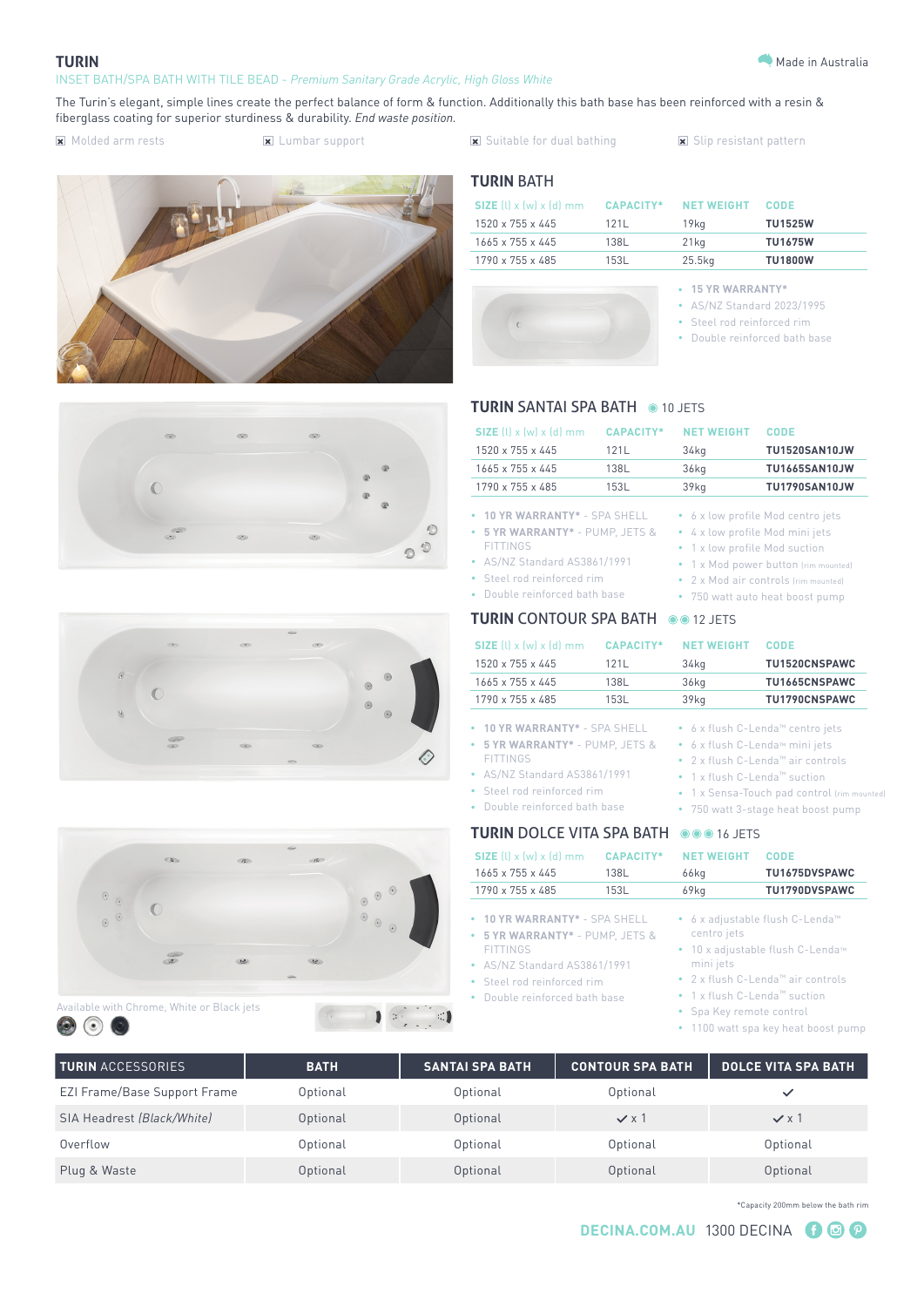# TURIN

INSET BATH/SPA BATH WITH TILE BEAD - *Premium Sanitary Grade Acrylic, High Gloss White*

Made in Australia

The Turin's elegant, simple lines create the perfect balance of form & function. Additionally this bath base has been reinforced with a resin & fiberglass coating for superior sturdiness & durability. *End waste position.*

- Molded arm rests
- Lumbar support
- Suitable for dual bathing
- Slip resistant pattern

## TURIN BATH

| SIZE (l) x (w) x (d) mm | CAPACITY* | NET WEIGHT | CODE |
|---|---|---|---|
| 1520 x 755 x 445 | 121L | 19kg | **TU1525W** |
| 1665 x 755 x 445 | 138L | 21kg | **TU1675W** |
| 1790 x 755 x 485 | 153L | 25.5kg | **TU1800W** |

- **15 YR WARRANTY***
- AS/NZ Standard 2023/1995
- Steel rod reinforced rim
- Double reinforced bath base

## TURIN SANTAI SPA BATH — 10 JETS

| SIZE (l) x (w) x (d) mm | CAPACITY* | NET WEIGHT | CODE |
|---|---|---|---|
| 1520 x 755 x 445 | 121L | 34kg | **TU1520SAN10JW** |
| 1665 x 755 x 445 | 138L | 36kg | **TU1665SAN10JW** |
| 1790 x 755 x 485 | 153L | 39kg | **TU1790SAN10JW** |

- **10 YR WARRANTY*** - SPA SHELL
- **5 YR WARRANTY*** - PUMP, JETS & FITTINGS
- AS/NZ Standard AS3861/1991
- Steel rod reinforced rim
- Double reinforced bath base
- 6 x low profile Mod centro jets
- 4 x low profile Mod mini jets
- 1 x low profile Mod suction
- 1 x Mod power button (rim mounted)
- 2 x Mod air controls (rim mounted)
- 750 watt auto heat boost pump

## TURIN CONTOUR SPA BATH — 12 JETS

| SIZE (l) x (w) x (d) mm | CAPACITY* | NET WEIGHT | CODE |
|---|---|---|---|
| 1520 x 755 x 445 | 121L | 34kg | **TU1520CNSPAWC** |
| 1665 x 755 x 445 | 138L | 36kg | **TU1665CNSPAWC** |
| 1790 x 755 x 485 | 153L | 39kg | **TU1790CNSPAWC** |

- **10 YR WARRANTY*** - SPA SHELL
- **5 YR WARRANTY*** - PUMP, JETS & FITTINGS
- AS/NZ Standard AS3861/1991
- Steel rod reinforced rim
- Double reinforced bath base
- 6 x flush C-Lenda™ centro jets
- 6 x flush C-Lenda™ mini jets
- 2 x flush C-Lenda™ air controls
- 1 x flush C-Lenda™ suction
- 1 x Sensa-Touch pad control (rim mounted)
- 750 watt 3-stage heat boost pump

## TURIN DOLCE VITA SPA BATH — 16 JETS

| SIZE (l) x (w) x (d) mm | CAPACITY* | NET WEIGHT | CODE |
|---|---|---|---|
| 1665 x 755 x 445 | 138L | 66kg | **TU1675DVSPAWC** |
| 1790 x 755 x 485 | 153L | 69kg | **TU1790DVSPAWC** |

- **10 YR WARRANTY*** - SPA SHELL
- **5 YR WARRANTY*** - PUMP, JETS & FITTINGS
- AS/NZ Standard AS3861/1991
- Steel rod reinforced rim
- Double reinforced bath base
- 6 x adjustable flush C-Lenda™ centro jets
- 10 x adjustable flush C-Lenda™ mini jets
- 2 x flush C-Lenda™ air controls
- 1 x flush C-Lenda™ suction
- Spa Key remote control
- 1100 watt spa key heat boost pump

Available with Chrome, White or Black jets

| TURIN ACCESSORIES | BATH | SANTAI SPA BATH | CONTOUR SPA BATH | DOLCE VITA SPA BATH |
|---|---|---|---|---|
| EZI Frame/Base Support Frame | Optional | Optional | Optional | ✓ |
| SIA Headrest *(Black/White)* | Optional | Optional | ✓ x 1 | ✓ x 1 |
| Overflow | Optional | Optional | Optional | Optional |
| Plug & Waste | Optional | Optional | Optional | Optional |

*Capacity 200mm below the bath rim

DECINA.COM.AU 1300 DECINA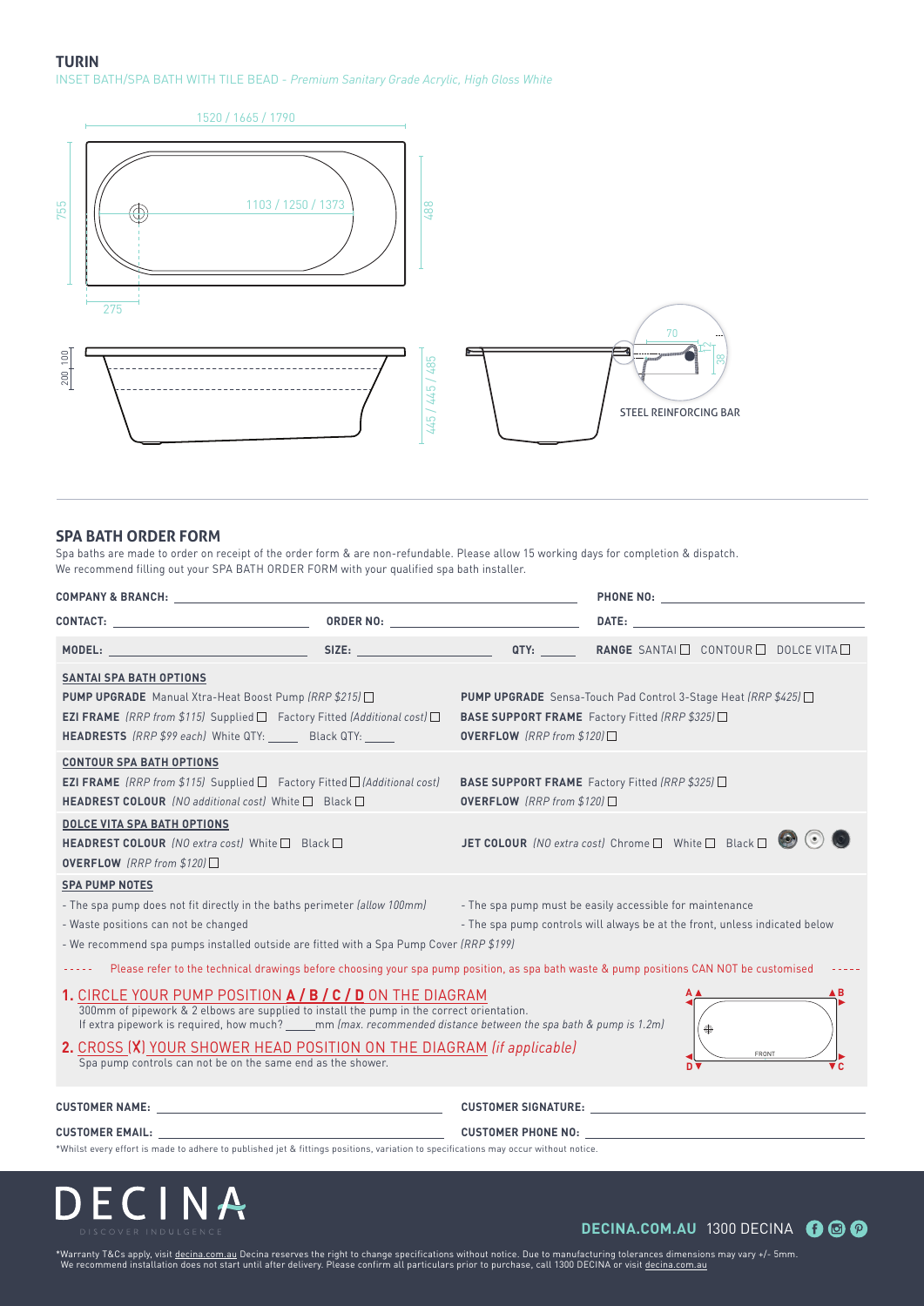## TURIN

INSET BATH/SPA BATH WITH TILE BEAD - *Premium Sanitary Grade Acrylic, High Gloss White*

1520 / 1665 / 1790

755

1103 / 1250 / 1373

488

275

200 100

445 / 445 / 485

70

38

STEEL REINFORCING BAR

## SPA BATH ORDER FORM

Spa baths are made to order on receipt of the order form & are non-refundable. Please allow 15 working days for completion & dispatch.
We recommend filling out your SPA BATH ORDER FORM with your qualified spa bath installer.

**COMPANY & BRANCH:** ____________________ **PHONE NO:** ____________________

**CONTACT:** ____________________ **ORDER NO:** ____________________ **DATE:** ____________________

**MODEL:** ____________________ **SIZE:** ____________________ **QTY:** _____ **RANGE** SANTAI ☐ CONTOUR ☐ DOLCE VITA ☐

### SANTAI SPA BATH OPTIONS

**PUMP UPGRADE** Manual Xtra-Heat Boost Pump *(RRP $215)* ☐

**EZI FRAME** *(RRP from $115)* Supplied ☐ Factory Fitted *(Additional cost)* ☐

**HEADRESTS** *(RRP $99 each)* White QTY: _____ Black QTY: _____

**PUMP UPGRADE** Sensa-Touch Pad Control 3-Stage Heat *(RRP $425)* ☐

**BASE SUPPORT FRAME** Factory Fitted *(RRP $325)* ☐

**OVERFLOW** *(RRP from $120)* ☐

### CONTOUR SPA BATH OPTIONS

**EZI FRAME** *(RRP from $115)* Supplied ☐ Factory Fitted ☐ *(Additional cost)*

**HEADREST COLOUR** *(NO additional cost)* White ☐ Black ☐

**BASE SUPPORT FRAME** Factory Fitted *(RRP $325)* ☐

**OVERFLOW** *(RRP from $120)* ☐

### DOLCE VITA SPA BATH OPTIONS

**HEADREST COLOUR** *(NO extra cost)* White ☐ Black ☐

**OVERFLOW** *(RRP from $120)* ☐

**JET COLOUR** *(NO extra cost)* Chrome ☐ White ☐ Black ☐

### SPA PUMP NOTES

- The spa pump does not fit directly in the baths perimeter *(allow 100mm)*
- Waste positions can not be changed
- We recommend spa pumps installed outside are fitted with a Spa Pump Cover *(RRP $199)*
- The spa pump must be easily accessible for maintenance
- The spa pump controls will always be at the front, unless indicated below

----- Please refer to the technical drawings before choosing your spa pump position, as spa bath waste & pump positions CAN NOT be customised -----

**1.** CIRCLE YOUR PUMP POSITION **A / B / C / D** ON THE DIAGRAM
300mm of pipework & 2 elbows are supplied to install the pump in the correct orientation.
If extra pipework is required, how much? _____mm *(max. recommended distance between the spa bath & pump is 1.2m)*

**2.** CROSS **(X)** YOUR SHOWER HEAD POSITION ON THE DIAGRAM *(if applicable)*
Spa pump controls can not be on the same end as the shower.

A B D C FRONT

**CUSTOMER NAME:** ____________________ **CUSTOMER SIGNATURE:** ____________________

**CUSTOMER EMAIL:** ____________________ **CUSTOMER PHONE NO:** ____________________

*Whilst every effort is made to adhere to published jet & fittings positions, variation to specifications may occur without notice.

DECINA
DISCOVER INDULGENCE

**DECINA.COM.AU** 1300 DECINA

*Warranty T&Cs apply, visit decina.com.au Decina reserves the right to change specifications without notice. Due to manufacturing tolerances dimensions may vary +/- 5mm.
We recommend installation does not start until after delivery. Please confirm all particulars prior to purchase, call 1300 DECINA or visit decina.com.au